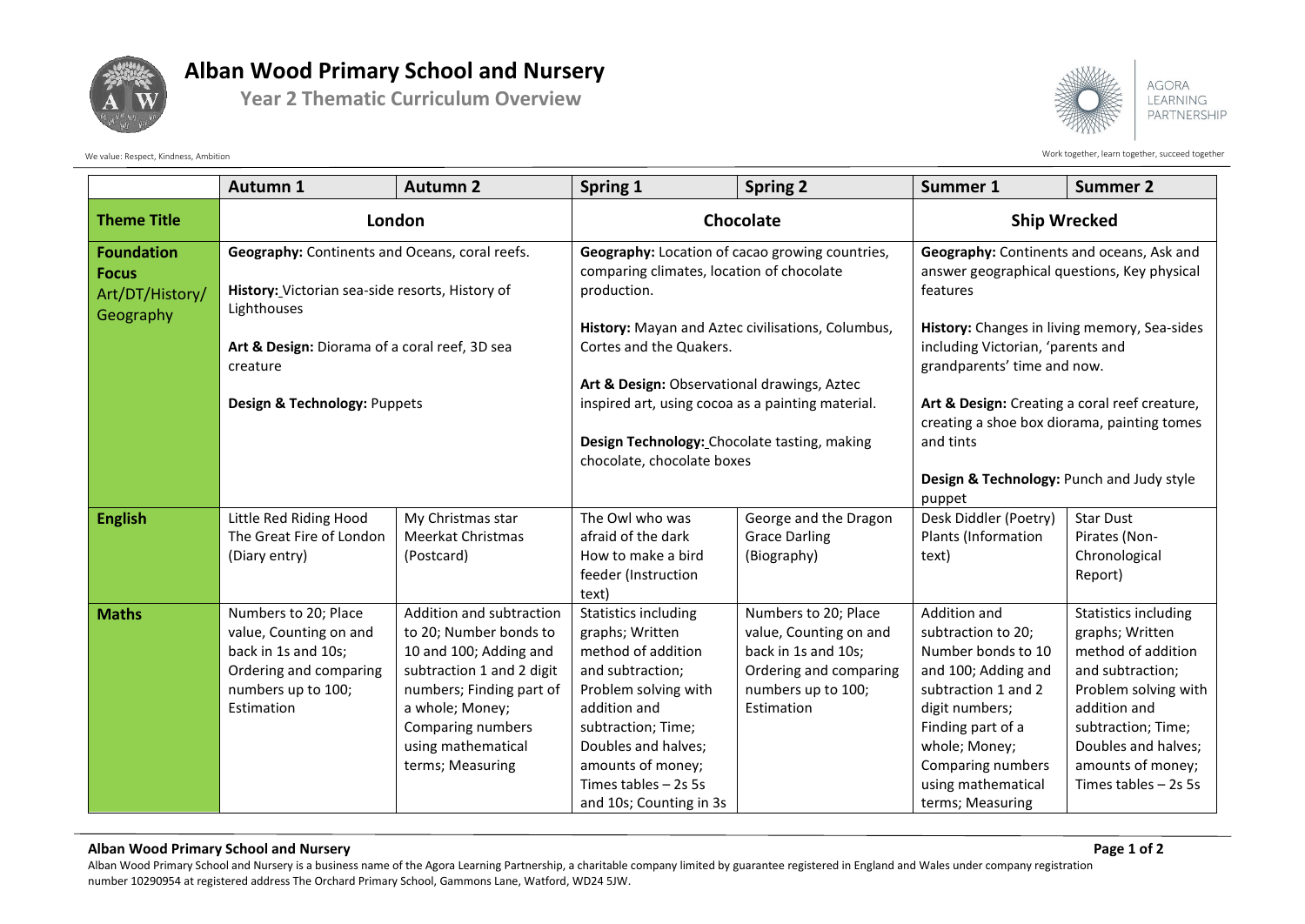# Alban Wood Primary School and Nursery

## Year 2 Thematic Curriculum Overview

We value: Respect, Kindness, Ambition

Work together, learn together, succeed together

| | Autumn 1 | Autumn 2 | Spring 1 | Spring 2 | Summer 1 | Summer 2 |
|---|---|---|---|---|---|---|
| **Theme Title** | **London** | | **Chocolate** | | **Ship Wrecked** | |
| **Foundation Focus** Art/DT/History/ Geography | **Geography:** Continents and Oceans, coral reefs.<br><br>**History:** Victorian sea-side resorts, History of Lighthouses<br><br>**Art & Design:** Diorama of a coral reef, 3D sea creature<br><br>**Design & Technology:** Puppets | | **Geography:** Location of cacao growing countries, comparing climates, location of chocolate production.<br><br>**History:** Mayan and Aztec civilisations, Columbus, Cortes and the Quakers.<br><br>**Art & Design:** Observational drawings, Aztec inspired art, using cocoa as a painting material.<br><br>**Design Technology:** Chocolate tasting, making chocolate, chocolate boxes | | **Geography:** Continents and oceans, Ask and answer geographical questions, Key physical features<br><br>**History:** Changes in living memory, Sea-sides including Victorian, 'parents and grandparents' time and now.<br><br>**Art & Design:** Creating a coral reef creature, creating a shoe box diorama, painting tomes and tints<br><br>**Design & Technology:** Punch and Judy style puppet | |
| **English** | Little Red Riding Hood<br>The Great Fire of London (Diary entry) | My Christmas star<br>Meerkat Christmas (Postcard) | The Owl who was afraid of the dark<br>How to make a bird feeder (Instruction text) | George and the Dragon<br>Grace Darling (Biography) | Desk Diddler (Poetry)<br>Plants (Information text) | Star Dust<br>Pirates (Non-Chronological Report) |
| **Maths** | Numbers to 20; Place value, Counting on and back in 1s and 10s; Ordering and comparing numbers up to 100; Estimation | Addition and subtraction to 20; Number bonds to 10 and 100; Adding and subtraction 1 and 2 digit numbers; Finding part of a whole; Money; Comparing numbers using mathematical terms; Measuring | Statistics including graphs; Written method of addition and subtraction; Problem solving with addition and subtraction; Time; Doubles and halves; amounts of money; Times tables – 2s 5s and 10s; Counting in 3s | Numbers to 20; Place value, Counting on and back in 1s and 10s; Ordering and comparing numbers up to 100; Estimation | Addition and subtraction to 20; Number bonds to 10 and 100; Adding and subtraction 1 and 2 digit numbers; Finding part of a whole; Money; Comparing numbers using mathematical terms; Measuring | Statistics including graphs; Written method of addition and subtraction; Problem solving with addition and subtraction; Time; Doubles and halves; amounts of money; Times tables – 2s 5s |

**Alban Wood Primary School and Nursery**

Alban Wood Primary School and Nursery is a business name of the Agora Learning Partnership, a charitable company limited by guarantee registered in England and Wales under company registration number 10290954 at registered address The Orchard Primary School, Gammons Lane, Watford, WD24 5JW.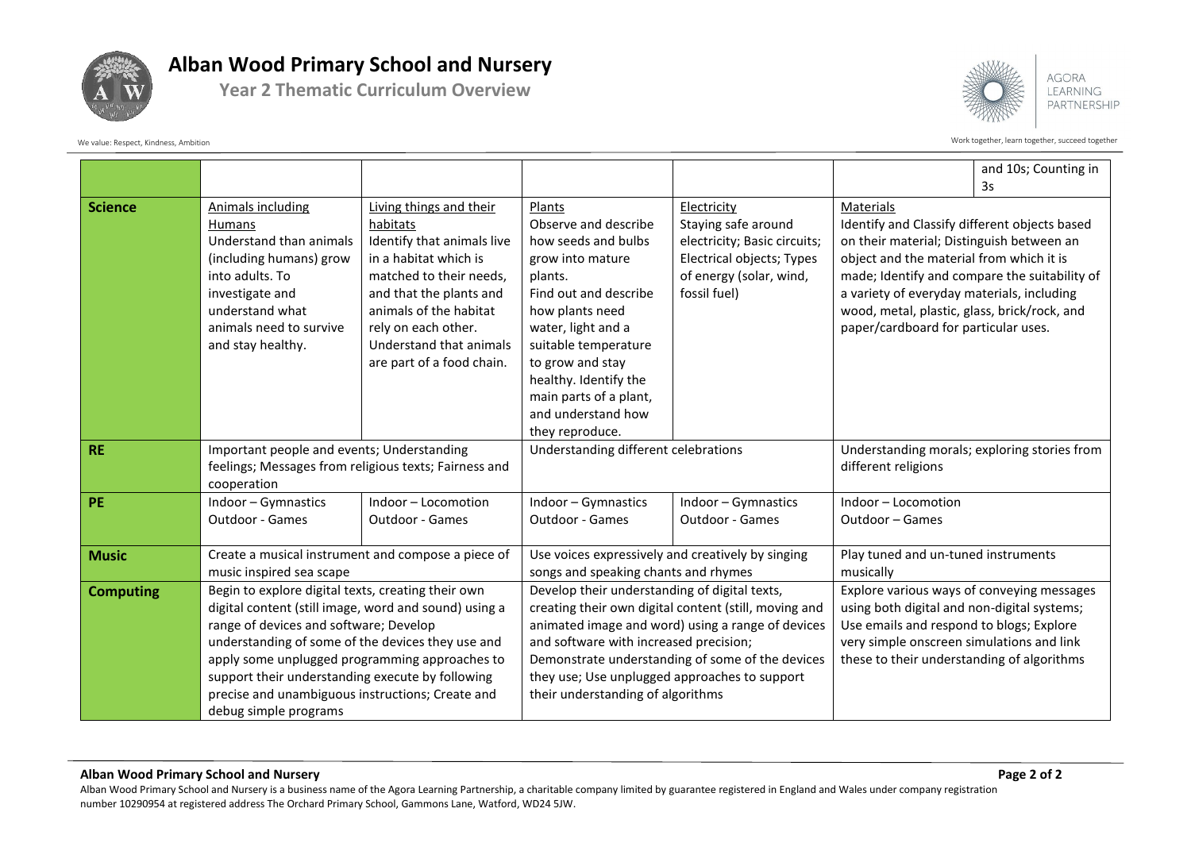| | | | | | | |
|---|---|---|---|---|---|---|
| | | | | | | and 10s; Counting in 3s |
| **Science** | Animals including Humans<br>Understand than animals (including humans) grow into adults. To investigate and understand what animals need to survive and stay healthy. | Living things and their habitats<br>Identify that animals live in a habitat which is matched to their needs, and that the plants and animals of the habitat rely on each other. Understand that animals are part of a food chain. | Plants<br>Observe and describe how seeds and bulbs grow into mature plants.<br>Find out and describe how plants need water, light and a suitable temperature to grow and stay healthy. Identify the main parts of a plant, and understand how they reproduce. | Electricity<br>Staying safe around electricity; Basic circuits; Electrical objects; Types of energy (solar, wind, fossil fuel) | Materials<br>Identify and Classify different objects based on their material; Distinguish between an object and the material from which it is made; Identify and compare the suitability of a variety of everyday materials, including wood, metal, plastic, glass, brick/rock, and paper/cardboard for particular uses. | |
| **RE** | Important people and events; Understanding feelings; Messages from religious texts; Fairness and cooperation | | Understanding different celebrations | | Understanding morals; exploring stories from different religions | |
| **PE** | Indoor – Gymnastics<br>Outdoor - Games | Indoor – Locomotion<br>Outdoor - Games | Indoor – Gymnastics<br>Outdoor - Games | Indoor – Gymnastics<br>Outdoor - Games | Indoor – Locomotion<br>Outdoor – Games | |
| **Music** | Create a musical instrument and compose a piece of music inspired sea scape | | Use voices expressively and creatively by singing songs and speaking chants and rhymes | | Play tuned and un-tuned instruments musically | |
| **Computing** | Begin to explore digital texts, creating their own digital content (still image, word and sound) using a range of devices and software; Develop understanding of some of the devices they use and apply some unplugged programming approaches to support their understanding execute by following precise and unambiguous instructions; Create and debug simple programs | | Develop their understanding of digital texts, creating their own digital content (still, moving and animated image and word) using a range of devices and software with increased precision; Demonstrate understanding of some of the devices they use; Use unplugged approaches to support their understanding of algorithms | | Explore various ways of conveying messages using both digital and non-digital systems; Use emails and respond to blogs; Explore very simple onscreen simulations and link these to their understanding of algorithms | |

Alban Wood Primary School and Nursery is a business name of the Agora Learning Partnership, a charitable company limited by guarantee registered in England and Wales under company registration number 10290954 at registered address The Orchard Primary School, Gammons Lane, Watford, WD24 5JW.